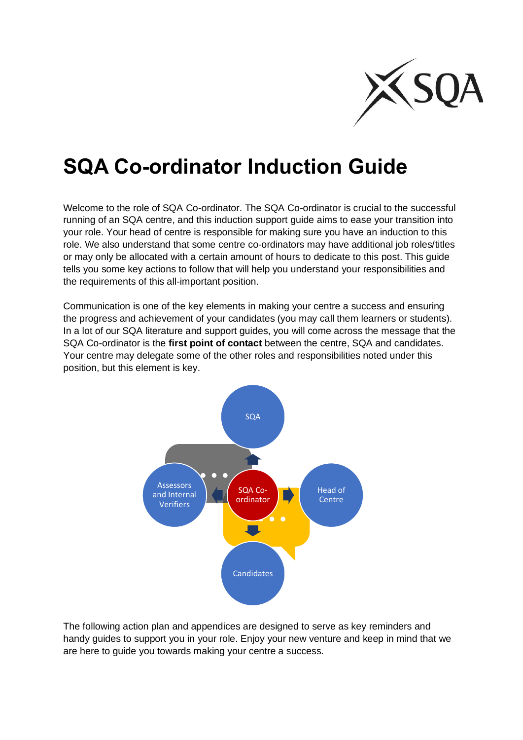# SQA Co-ordinator Induction Guide

Welcome to the role of SQA Co-ordinator. The SQA Co-ordinator is crucial to the successful running of an SQA centre, and this induction support guide aims to ease your transition into your role. Your head of centre is responsible for making sure you have an induction to this role. We also understand that some centre co-ordinators may have additional job roles/titles or may only be allocated with a certain amount of hours to dedicate to this post. This guide tells you some key actions to follow that will help you understand your responsibilities and the requirements of this all-important position.

Communication is one of the key elements in making your centre a success and ensuring the progress and achievement of your candidates (you may call them learners or students). In a lot of our SQA literature and support guides, you will come across the message that the SQA Co-ordinator is the **first point of contact** between the centre, SQA and candidates. Your centre may delegate some of the other roles and responsibilities noted under this position, but this element is key.

SQA

Assessors and Internal Verifiers

SQA Co-ordinator

Head of Centre

Candidates

The following action plan and appendices are designed to serve as key reminders and handy guides to support you in your role. Enjoy your new venture and keep in mind that we are here to guide you towards making your centre a success.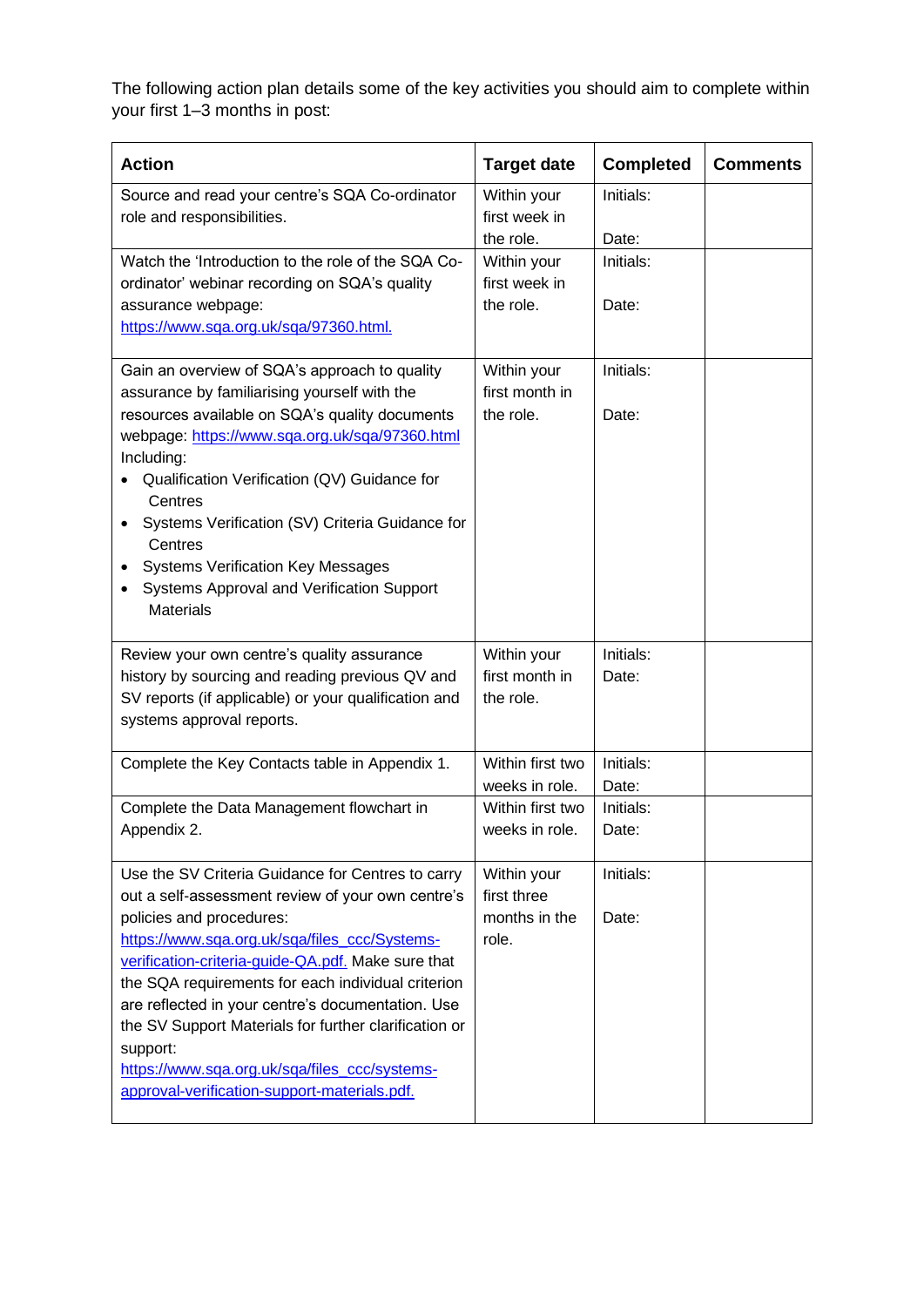The following action plan details some of the key activities you should aim to complete within your first 1–3 months in post:

| Action | Target date | Completed | Comments |
|---|---|---|---|
| Source and read your centre's SQA Co-ordinator role and responsibilities. | Within your first week in the role. | Initials:<br><br>Date: | |
| Watch the 'Introduction to the role of the SQA Co-ordinator' webinar recording on SQA's quality assurance webpage: [https://www.sqa.org.uk/sqa/97360.html.](https://www.sqa.org.uk/sqa/97360.html) | Within your first week in the role. | Initials:<br><br>Date: | |
| Gain an overview of SQA's approach to quality assurance by familiarising yourself with the resources available on SQA's quality documents webpage: [https://www.sqa.org.uk/sqa/97360.html](https://www.sqa.org.uk/sqa/97360.html)<br>Including:<br>• Qualification Verification (QV) Guidance for Centres<br>• Systems Verification (SV) Criteria Guidance for Centres<br>• Systems Verification Key Messages<br>• Systems Approval and Verification Support Materials | Within your first month in the role. | Initials:<br><br>Date: | |
| Review your own centre's quality assurance history by sourcing and reading previous QV and SV reports (if applicable) or your qualification and systems approval reports. | Within your first month in the role. | Initials:<br>Date: | |
| Complete the Key Contacts table in Appendix 1. | Within first two weeks in role. | Initials:<br>Date: | |
| Complete the Data Management flowchart in Appendix 2. | Within first two weeks in role. | Initials:<br>Date: | |
| Use the SV Criteria Guidance for Centres to carry out a self-assessment review of your own centre's policies and procedures: [https://www.sqa.org.uk/sqa/files_ccc/Systems-verification-criteria-guide-QA.pdf.](https://www.sqa.org.uk/sqa/files_ccc/Systems-verification-criteria-guide-QA.pdf) Make sure that the SQA requirements for each individual criterion are reflected in your centre's documentation. Use the SV Support Materials for further clarification or support: [https://www.sqa.org.uk/sqa/files_ccc/systems-approval-verification-support-materials.pdf.](https://www.sqa.org.uk/sqa/files_ccc/systems-approval-verification-support-materials.pdf) | Within your first three months in the role. | Initials:<br><br>Date: | |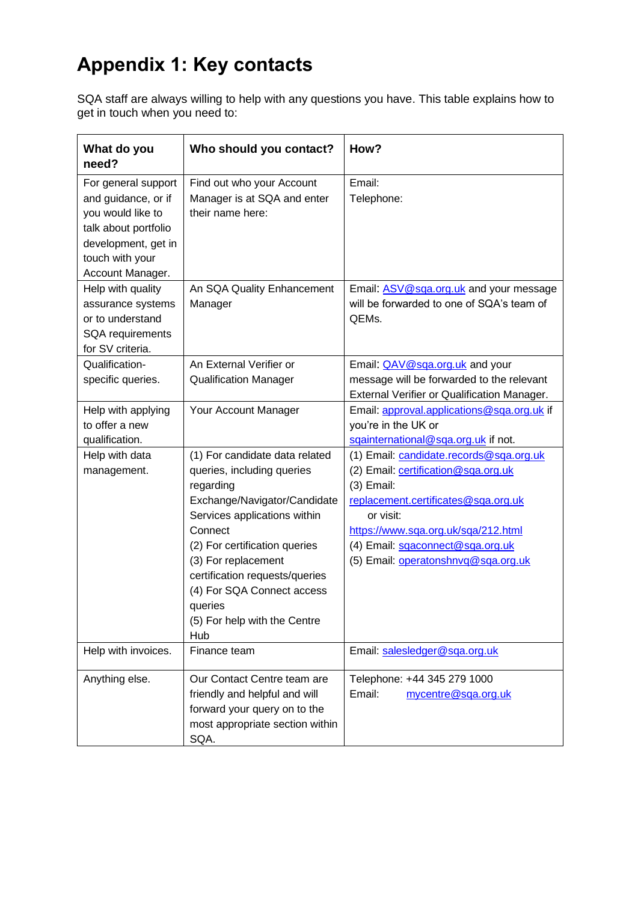# Appendix 1: Key contacts

SQA staff are always willing to help with any questions you have. This table explains how to get in touch when you need to:

| What do you need? | Who should you contact? | How? |
|---|---|---|
| For general support and guidance, or if you would like to talk about portfolio development, get in touch with your Account Manager. | Find out who your Account Manager is at SQA and enter their name here: | Email:<br>Telephone: |
| Help with quality assurance systems or to understand SQA requirements for SV criteria. | An SQA Quality Enhancement Manager | Email: ASV@sqa.org.uk and your message will be forwarded to one of SQA's team of QEMs. |
| Qualification-specific queries. | An External Verifier or Qualification Manager | Email: QAV@sqa.org.uk and your message will be forwarded to the relevant External Verifier or Qualification Manager. |
| Help with applying to offer a new qualification. | Your Account Manager | Email: approval.applications@sqa.org.uk if you're in the UK or sqainternational@sqa.org.uk if not. |
| Help with data management. | (1) For candidate data related queries, including queries regarding Exchange/Navigator/Candidate Services applications within Connect<br>(2) For certification queries<br>(3) For replacement certification requests/queries<br>(4) For SQA Connect access queries<br>(5) For help with the Centre Hub | (1) Email: candidate.records@sqa.org.uk<br>(2) Email: certification@sqa.org.uk<br>(3) Email: replacement.certificates@sqa.org.uk or visit: https://www.sqa.org.uk/sqa/212.html<br>(4) Email: sqaconnect@sqa.org.uk<br>(5) Email: operatonshnvq@sqa.org.uk |
| Help with invoices. | Finance team | Email: salesledger@sqa.org.uk |
| Anything else. | Our Contact Centre team are friendly and helpful and will forward your query on to the most appropriate section within SQA. | Telephone: +44 345 279 1000<br>Email: mycentre@sqa.org.uk |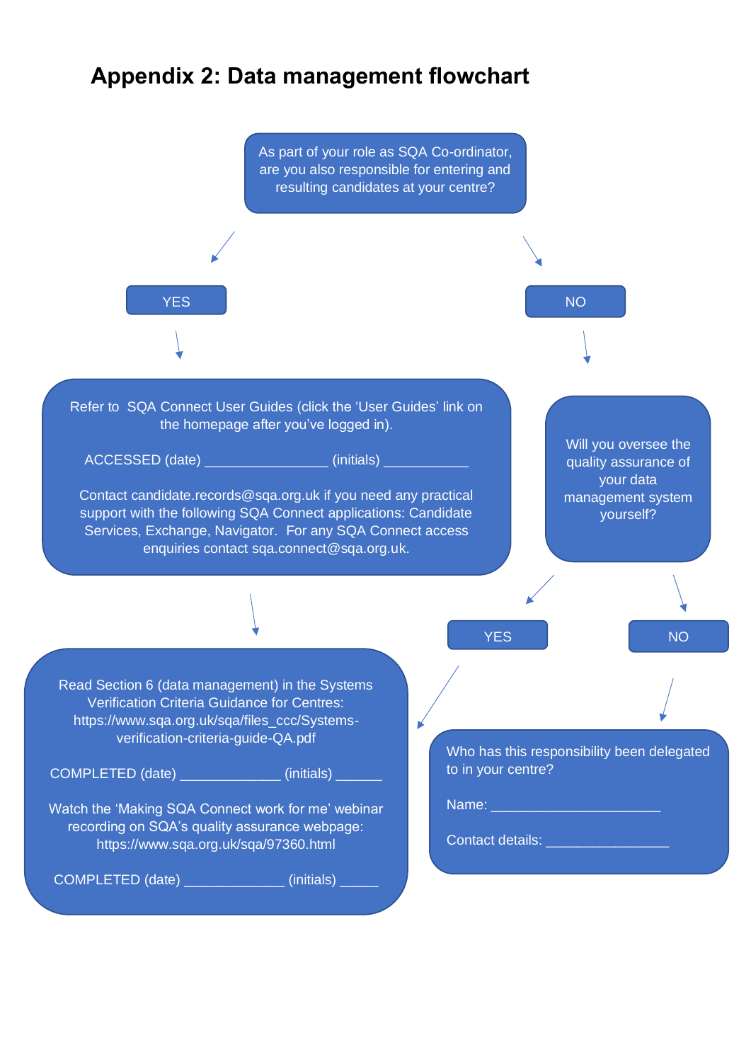# Appendix 2: Data management flowchart

As part of your role as SQA Co-ordinator, are you also responsible for entering and resulting candidates at your centre?

YES

Refer to SQA Connect User Guides (click the 'User Guides' link on the homepage after you've logged in).

ACCESSED (date) ________________ (initials) ___________

Contact candidate.records@sqa.org.uk if you need any practical support with the following SQA Connect applications: Candidate Services, Exchange, Navigator. For any SQA Connect access enquiries contact sqa.connect@sqa.org.uk.

NO

Will you oversee the quality assurance of your data management system yourself?

YES

Read Section 6 (data management) in the Systems Verification Criteria Guidance for Centres: https://www.sqa.org.uk/sqa/files_ccc/Systems-verification-criteria-guide-QA.pdf

COMPLETED (date) _____________ (initials) ______

Watch the 'Making SQA Connect work for me' webinar recording on SQA's quality assurance webpage: https://www.sqa.org.uk/sqa/97360.html

COMPLETED (date) _____________ (initials) _____

NO

Who has this responsibility been delegated to in your centre?

Name: ______________________

Contact details: ________________